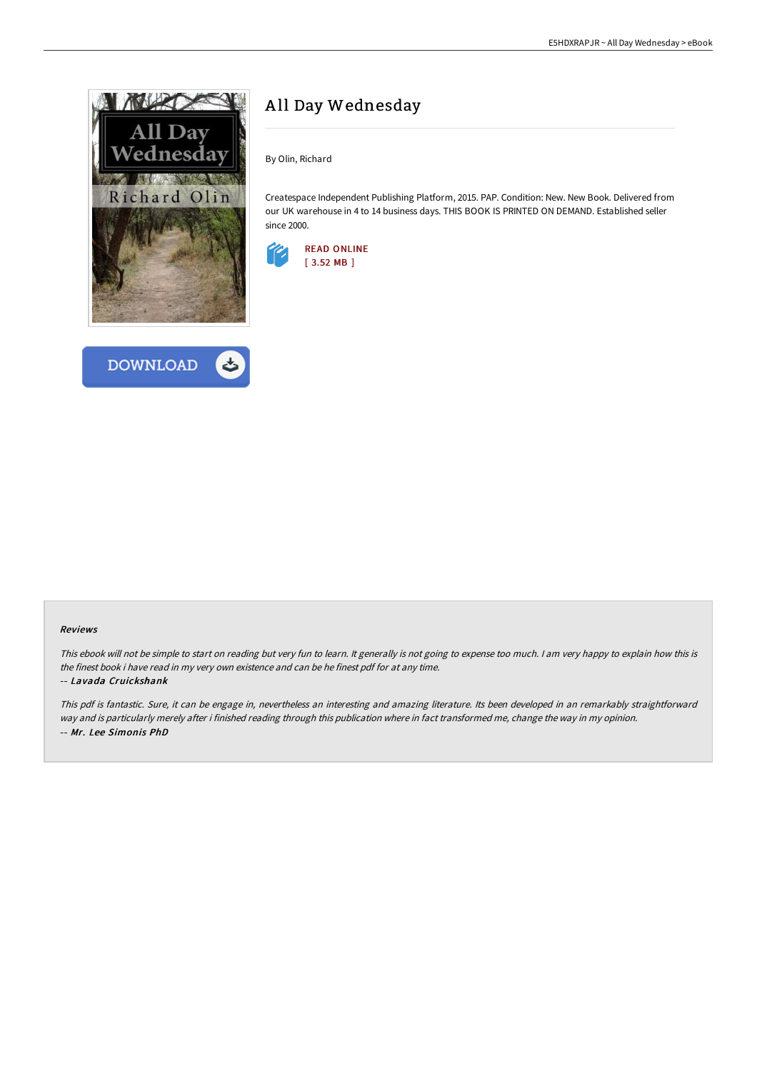# All Day Wednesday

By Olin, Richard

Createspace Independent Publishing Platform, 2015. PAP. Condition: New. New Book. Delivered from our UK warehouse in 4 to 14 business days. THIS BOOK IS PRINTED ON DEMAND. Established seller since 2000.

READ ONLINE
[ 3.52 MB ]

DOWNLOAD

### Reviews

*This ebook will not be simple to start on reading but very fun to learn. It generally is not going to expense too much. I am very happy to explain how this is the finest book i have read in my very own existence and can be he finest pdf for at any time.*

*-- Lavada Cruickshank*

*This pdf is fantastic. Sure, it can be engage in, nevertheless an interesting and amazing literature. Its been developed in an remarkably straightforward way and is particularly merely after i finished reading through this publication where in fact transformed me, change the way in my opinion.*

*-- Mr. Lee Simonis PhD*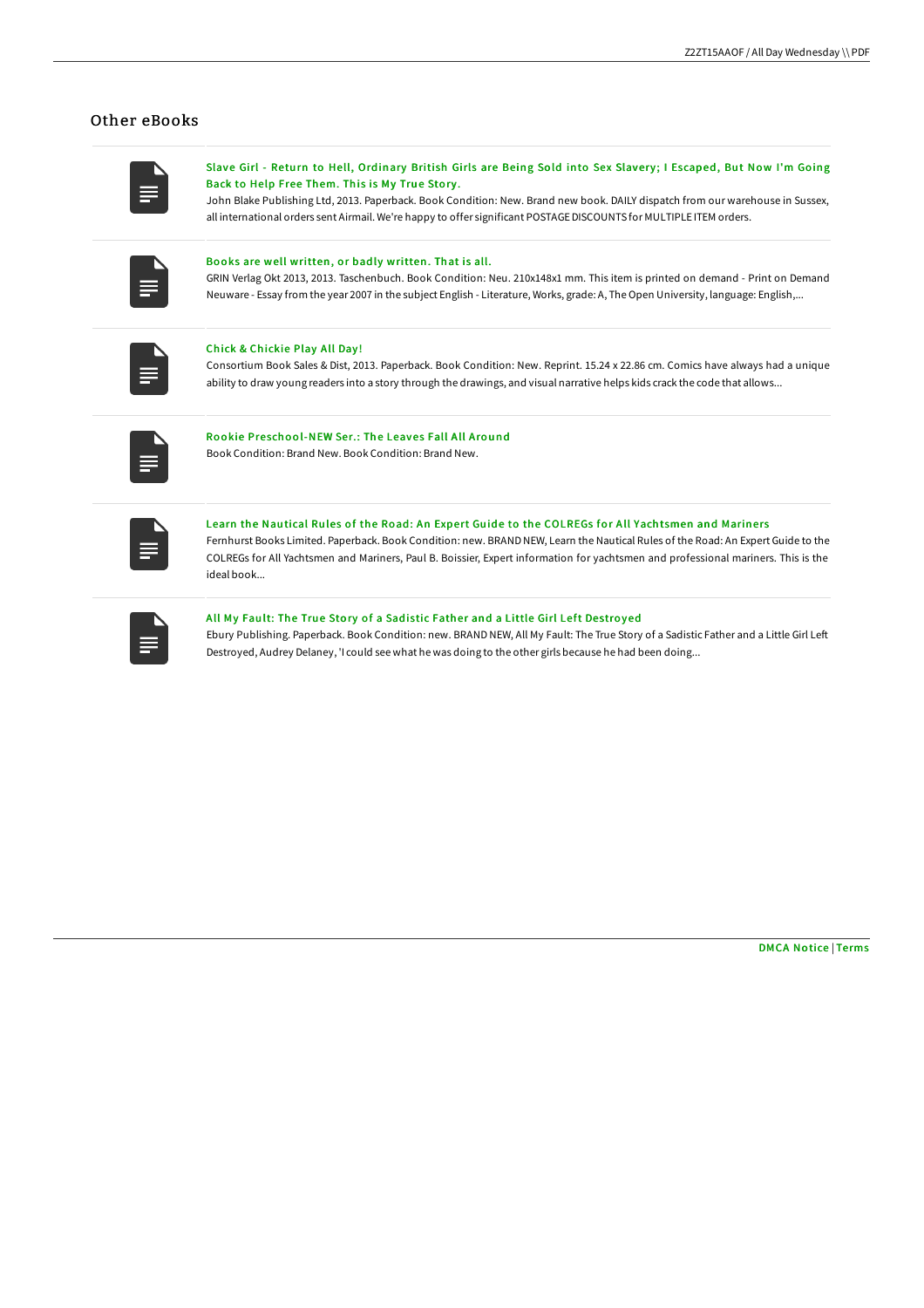## Other eBooks

**Slave Girl - Return to Hell, Ordinary British Girls are Being Sold into Sex Slavery; I Escaped, But Now I'm Going Back to Help Free Them. This is My True Story.**

John Blake Publishing Ltd, 2013. Paperback. Book Condition: New. Brand new book. DAILY dispatch from our warehouse in Sussex, all international orders sent Airmail. We're happy to offer significant POSTAGE DISCOUNTS for MULTIPLE ITEM orders.

**Books are well written, or badly written. That is all.**

GRIN Verlag Okt 2013, 2013. Taschenbuch. Book Condition: Neu. 210x148x1 mm. This item is printed on demand - Print on Demand Neuware - Essay from the year 2007 in the subject English - Literature, Works, grade: A, The Open University, language: English,...

**Chick & Chickie Play All Day!**

Consortium Book Sales & Dist, 2013. Paperback. Book Condition: New. Reprint. 15.24 x 22.86 cm. Comics have always had a unique ability to draw young readers into a story through the drawings, and visual narrative helps kids crack the code that allows...

**Rookie Preschool-NEW Ser.: The Leaves Fall All Around**

Book Condition: Brand New. Book Condition: Brand New.

**Learn the Nautical Rules of the Road: An Expert Guide to the COLREGs for All Yachtsmen and Mariners**

Fernhurst Books Limited. Paperback. Book Condition: new. BRAND NEW, Learn the Nautical Rules of the Road: An Expert Guide to the COLREGs for All Yachtsmen and Mariners, Paul B. Boissier, Expert information for yachtsmen and professional mariners. This is the ideal book...

**All My Fault: The True Story of a Sadistic Father and a Little Girl Left Destroyed**

Ebury Publishing. Paperback. Book Condition: new. BRAND NEW, All My Fault: The True Story of a Sadistic Father and a Little Girl Left Destroyed, Audrey Delaney, 'I could see what he was doing to the other girls because he had been doing...